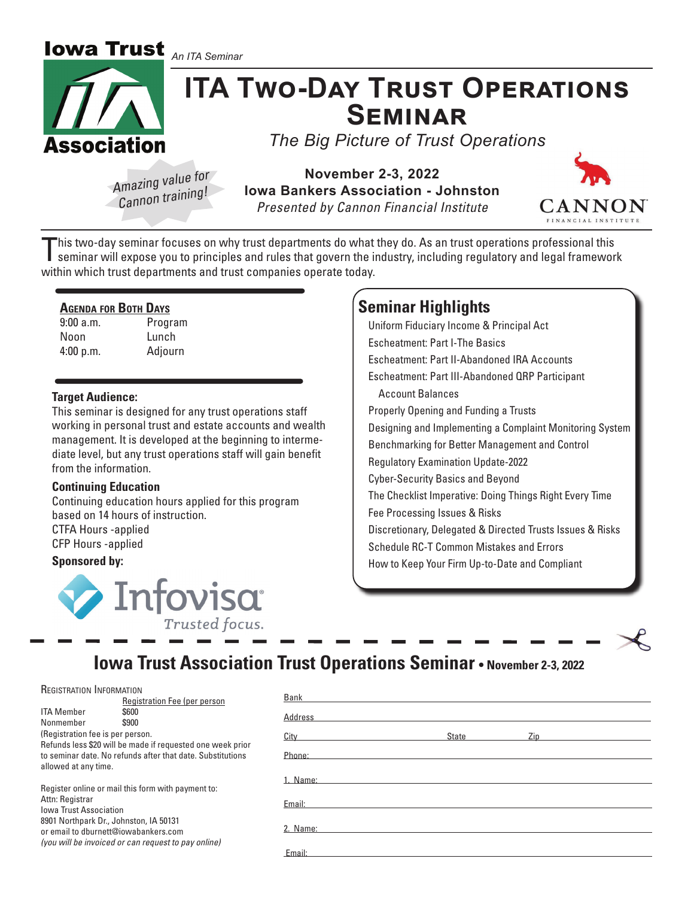Iowa Trust Association

*An ITA Seminar*

# ITA Two-Day Trust Operations Seminar

*The Big Picture of Trust Operations*

*Amazing value for Cannon training!*

**November 2-3, 2022**
**Iowa Bankers Association - Johnston**
*Presented by Cannon Financial Institute*

CANNON FINANCIAL INSTITUTE

This two-day seminar focuses on why trust departments do what they do. As an trust operations professional this seminar will expose you to principles and rules that govern the industry, including regulatory and legal framework within which trust departments and trust companies operate today.

### Agenda for Both Days

| | |
|---|---|
| 9:00 a.m. | Program |
| Noon | Lunch |
| 4:00 p.m. | Adjourn |

**Target Audience:**
This seminar is designed for any trust operations staff working in personal trust and estate accounts and wealth management. It is developed at the beginning to intermediate level, but any trust operations staff will gain benefit from the information.

**Continuing Education**
Continuing education hours applied for this program based on 14 hours of instruction.
CTFA Hours -applied
CFP Hours -applied

**Sponsored by:**

Infovisa
*Trusted focus.*

## Seminar Highlights

- Uniform Fiduciary Income & Principal Act
- Escheatment: Part I-The Basics
- Escheatment: Part II-Abandoned IRA Accounts
- Escheatment: Part III-Abandoned QRP Participant Account Balances
- Properly Opening and Funding a Trusts
- Designing and Implementing a Complaint Monitoring System
- Benchmarking for Better Management and Control
- Regulatory Examination Update-2022
- Cyber-Security Basics and Beyond
- The Checklist Imperative: Doing Things Right Every Time
- Fee Processing Issues & Risks
- Discretionary, Delegated & Directed Trusts Issues & Risks
- Schedule RC-T Common Mistakes and Errors
- How to Keep Your Firm Up-to-Date and Compliant

---

## Iowa Trust Association Trust Operations Seminar • November 2-3, 2022

Registration Information

| | Registration Fee (per person |
|---|---|
| ITA Member | $600 |
| Nonmember | $900 |

(Registration fee is per person.
Refunds less $20 will be made if requested one week prior to seminar date. No refunds after that date. Substitutions allowed at any time.

Register online or mail this form with payment to:
Attn: Registrar
Iowa Trust Association
8901 Northpark Dr., Johnston, IA 50131
or email to dburnett@iowabankers.com
*(you will be invoiced or can request to pay online)*

Bank ______________________________

Address ______________________________

City ____________ State ________ Zip ________

Phone: ______________________________

1. Name: ______________________________

Email: ______________________________

2. Name: ______________________________

Email: ______________________________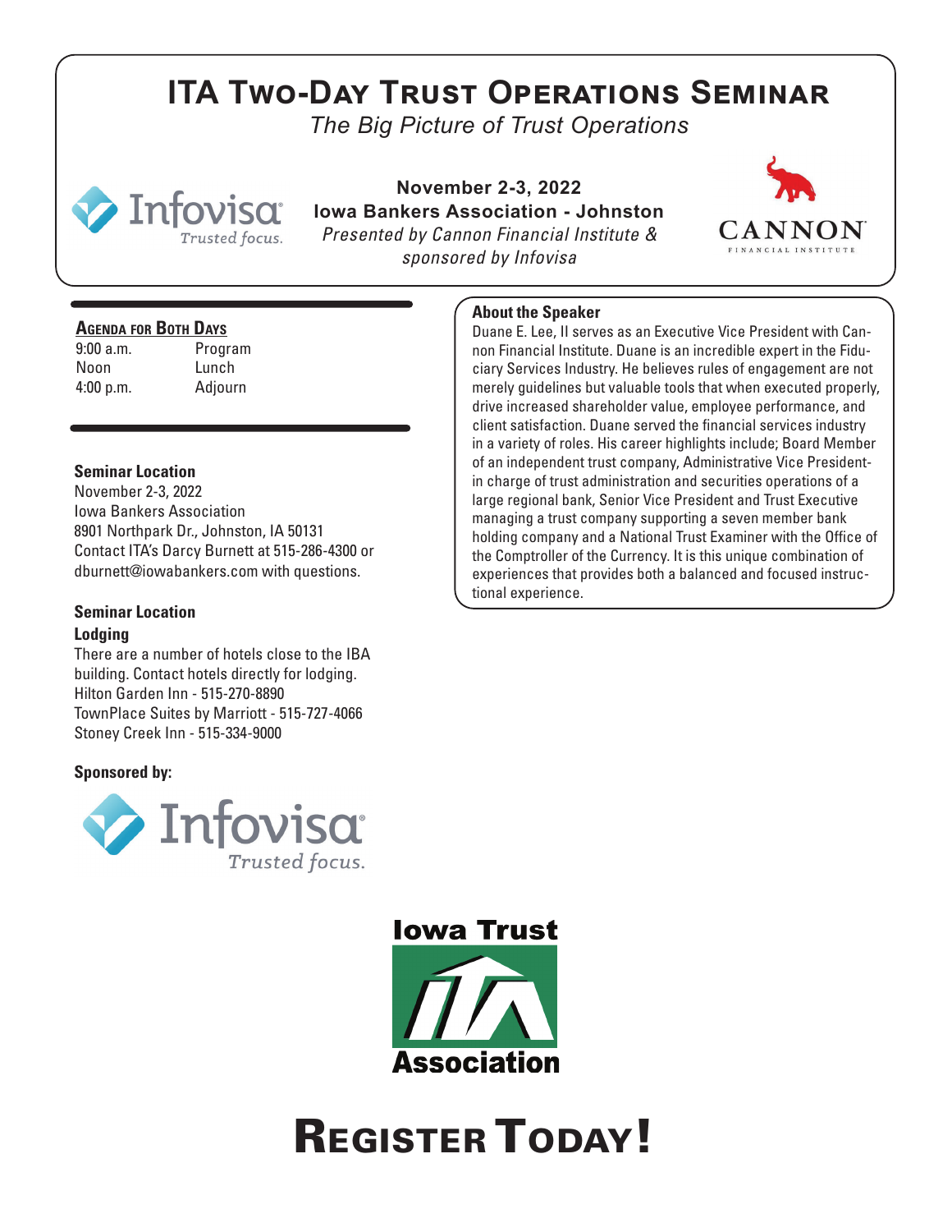# ITA Two-Day Trust Operations Seminar

*The Big Picture of Trust Operations*

**November 2-3, 2022**
**Iowa Bankers Association - Johnston**
*Presented by Cannon Financial Institute & sponsored by Infovisa*

### Agenda for Both Days

| | |
|---|---|
| 9:00 a.m. | Program |
| Noon | Lunch |
| 4:00 p.m. | Adjourn |

### Seminar Location

November 2-3, 2022
Iowa Bankers Association
8901 Northpark Dr., Johnston, IA 50131
Contact ITA's Darcy Burnett at 515-286-4300 or dburnett@iowabankers.com with questions.

### Seminar Location

**Lodging**

There are a number of hotels close to the IBA building. Contact hotels directly for lodging.
Hilton Garden Inn - 515-270-8890
TownPlace Suites by Marriott - 515-727-4066
Stoney Creek Inn - 515-334-9000

**Sponsored by:**

Infovisa
*Trusted focus.*

### About the Speaker

Duane E. Lee, II serves as an Executive Vice President with Cannon Financial Institute. Duane is an incredible expert in the Fiduciary Services Industry. He believes rules of engagement are not merely guidelines but valuable tools that when executed properly, drive increased shareholder value, employee performance, and client satisfaction. Duane served the financial services industry in a variety of roles. His career highlights include; Board Member of an independent trust company, Administrative Vice President-in charge of trust administration and securities operations of a large regional bank, Senior Vice President and Trust Executive managing a trust company supporting a seven member bank holding company and a National Trust Examiner with the Office of the Comptroller of the Currency. It is this unique combination of experiences that provides both a balanced and focused instructional experience.

Iowa Trust Association

# Register Today!